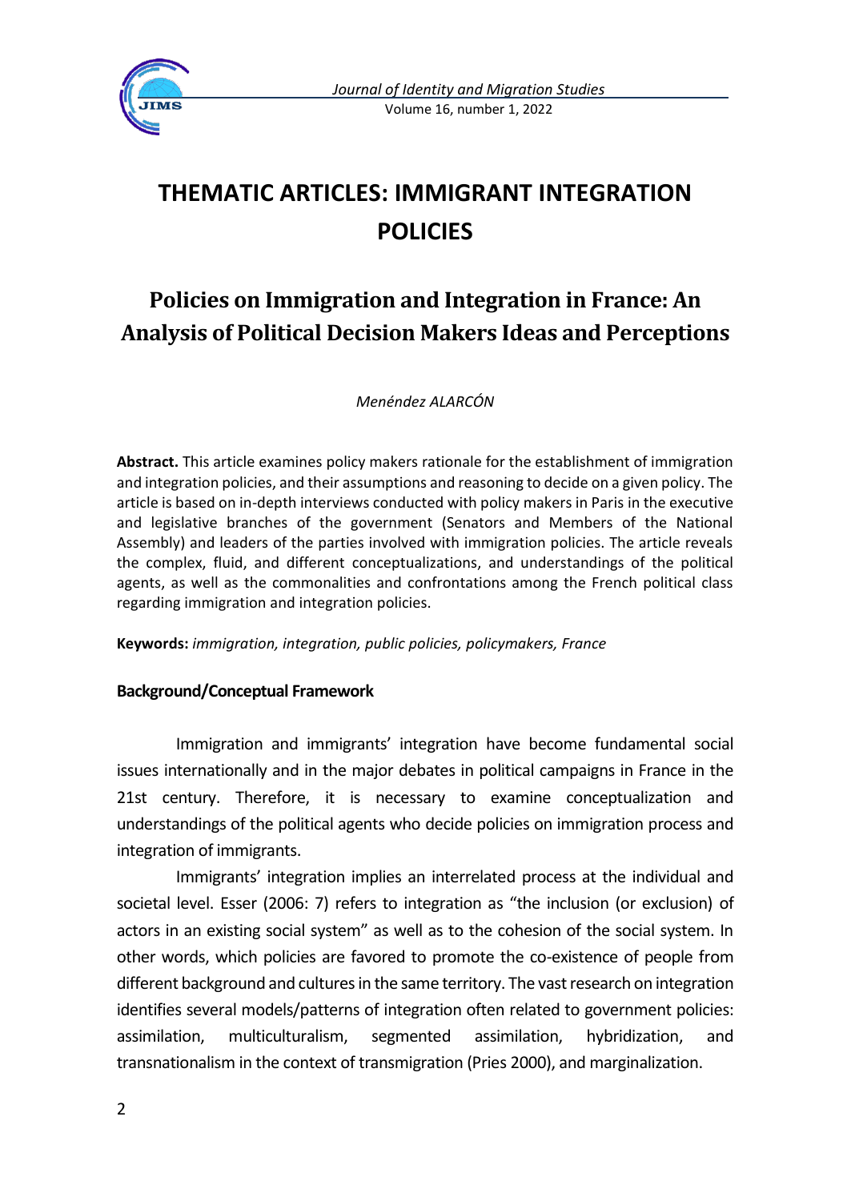# THEMATIC ARTICLES: IMMIGRANT INTEGRATION POLICIES

## Policies on Immigration and Integration in France: An Analysis of Political Decision Makers Ideas and Perceptions

*Menéndez ALARCÓN*

**Abstract.** This article examines policy makers rationale for the establishment of immigration and integration policies, and their assumptions and reasoning to decide on a given policy. The article is based on in-depth interviews conducted with policy makers in Paris in the executive and legislative branches of the government (Senators and Members of the National Assembly) and leaders of the parties involved with immigration policies. The article reveals the complex, fluid, and different conceptualizations, and understandings of the political agents, as well as the commonalities and confrontations among the French political class regarding immigration and integration policies.

**Keywords:** *immigration, integration, public policies, policymakers, France*

### Background/Conceptual Framework

Immigration and immigrants' integration have become fundamental social issues internationally and in the major debates in political campaigns in France in the 21st century. Therefore, it is necessary to examine conceptualization and understandings of the political agents who decide policies on immigration process and integration of immigrants.

Immigrants' integration implies an interrelated process at the individual and societal level. Esser (2006: 7) refers to integration as "the inclusion (or exclusion) of actors in an existing social system" as well as to the cohesion of the social system. In other words, which policies are favored to promote the co-existence of people from different background and cultures in the same territory. The vast research on integration identifies several models/patterns of integration often related to government policies: assimilation, multiculturalism, segmented assimilation, hybridization, and transnationalism in the context of transmigration (Pries 2000), and marginalization.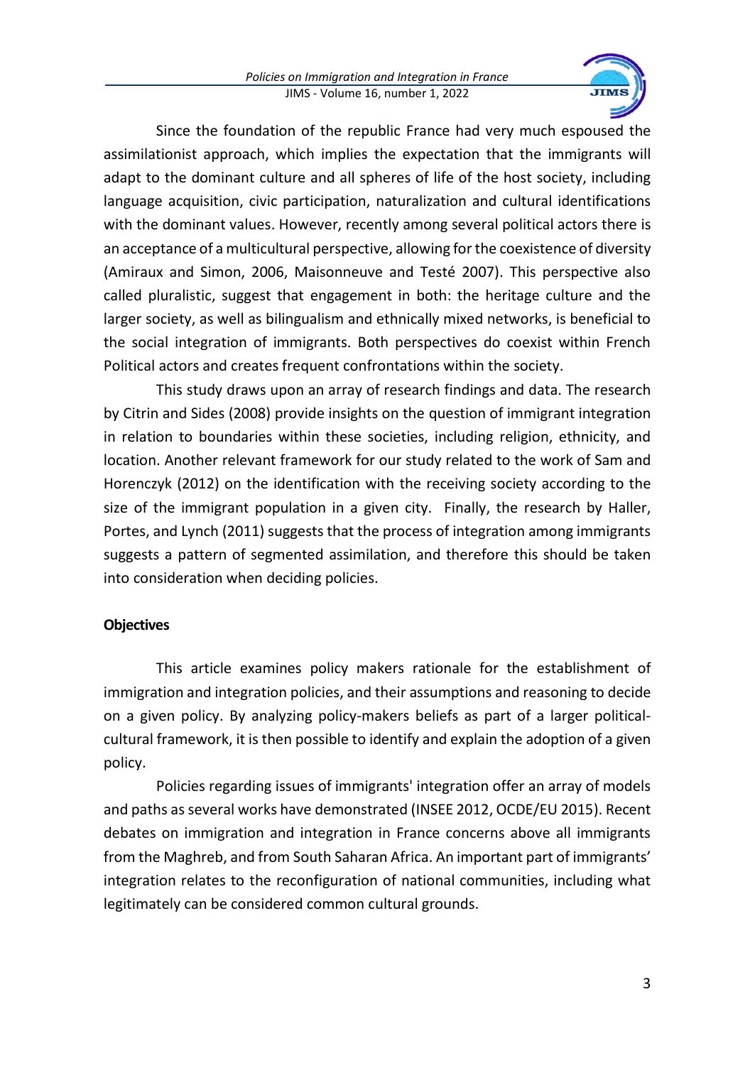Since the foundation of the republic France had very much espoused the assimilationist approach, which implies the expectation that the immigrants will adapt to the dominant culture and all spheres of life of the host society, including language acquisition, civic participation, naturalization and cultural identifications with the dominant values. However, recently among several political actors there is an acceptance of a multicultural perspective, allowing for the coexistence of diversity (Amiraux and Simon, 2006, Maisonneuve and Testé 2007). This perspective also called pluralistic, suggest that engagement in both: the heritage culture and the larger society, as well as bilingualism and ethnically mixed networks, is beneficial to the social integration of immigrants. Both perspectives do coexist within French Political actors and creates frequent confrontations within the society.

This study draws upon an array of research findings and data. The research by Citrin and Sides (2008) provide insights on the question of immigrant integration in relation to boundaries within these societies, including religion, ethnicity, and location. Another relevant framework for our study related to the work of Sam and Horenczyk (2012) on the identification with the receiving society according to the size of the immigrant population in a given city. Finally, the research by Haller, Portes, and Lynch (2011) suggests that the process of integration among immigrants suggests a pattern of segmented assimilation, and therefore this should be taken into consideration when deciding policies.

**Objectives**

This article examines policy makers rationale for the establishment of immigration and integration policies, and their assumptions and reasoning to decide on a given policy. By analyzing policy-makers beliefs as part of a larger political-cultural framework, it is then possible to identify and explain the adoption of a given policy.

Policies regarding issues of immigrants' integration offer an array of models and paths as several works have demonstrated (INSEE 2012, OCDE/EU 2015). Recent debates on immigration and integration in France concerns above all immigrants from the Maghreb, and from South Saharan Africa. An important part of immigrants' integration relates to the reconfiguration of national communities, including what legitimately can be considered common cultural grounds.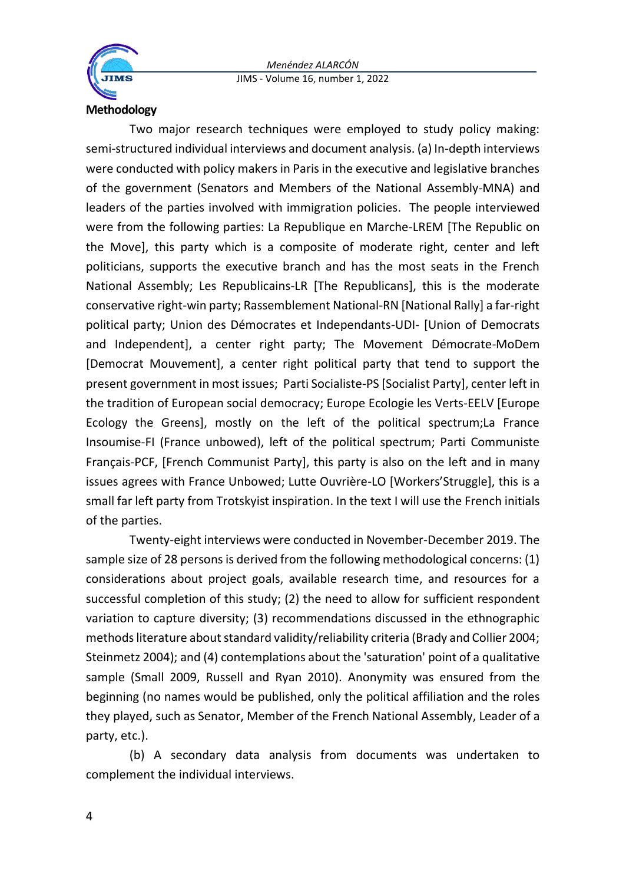## Methodology

Two major research techniques were employed to study policy making: semi-structured individual interviews and document analysis. (a) In-depth interviews were conducted with policy makers in Paris in the executive and legislative branches of the government (Senators and Members of the National Assembly-MNA) and leaders of the parties involved with immigration policies. The people interviewed were from the following parties: La Republique en Marche-LREM [The Republic on the Move], this party which is a composite of moderate right, center and left politicians, supports the executive branch and has the most seats in the French National Assembly; Les Republicains-LR [The Republicans], this is the moderate conservative right-win party; Rassemblement National-RN [National Rally] a far-right political party; Union des Démocrates et Independants-UDI- [Union of Democrats and Independent], a center right party; The Movement Démocrate-MoDem [Democrat Mouvement], a center right political party that tend to support the present government in most issues; Parti Socialiste-PS [Socialist Party], center left in the tradition of European social democracy; Europe Ecologie les Verts-EELV [Europe Ecology the Greens], mostly on the left of the political spectrum;La France Insoumise-FI (France unbowed), left of the political spectrum; Parti Communiste Français-PCF, [French Communist Party], this party is also on the left and in many issues agrees with France Unbowed; Lutte Ouvrière-LO [Workers'Struggle], this is a small far left party from Trotskyist inspiration. In the text I will use the French initials of the parties.

Twenty-eight interviews were conducted in November-December 2019. The sample size of 28 persons is derived from the following methodological concerns: (1) considerations about project goals, available research time, and resources for a successful completion of this study; (2) the need to allow for sufficient respondent variation to capture diversity; (3) recommendations discussed in the ethnographic methods literature about standard validity/reliability criteria (Brady and Collier 2004; Steinmetz 2004); and (4) contemplations about the 'saturation' point of a qualitative sample (Small 2009, Russell and Ryan 2010). Anonymity was ensured from the beginning (no names would be published, only the political affiliation and the roles they played, such as Senator, Member of the French National Assembly, Leader of a party, etc.).

(b) A secondary data analysis from documents was undertaken to complement the individual interviews.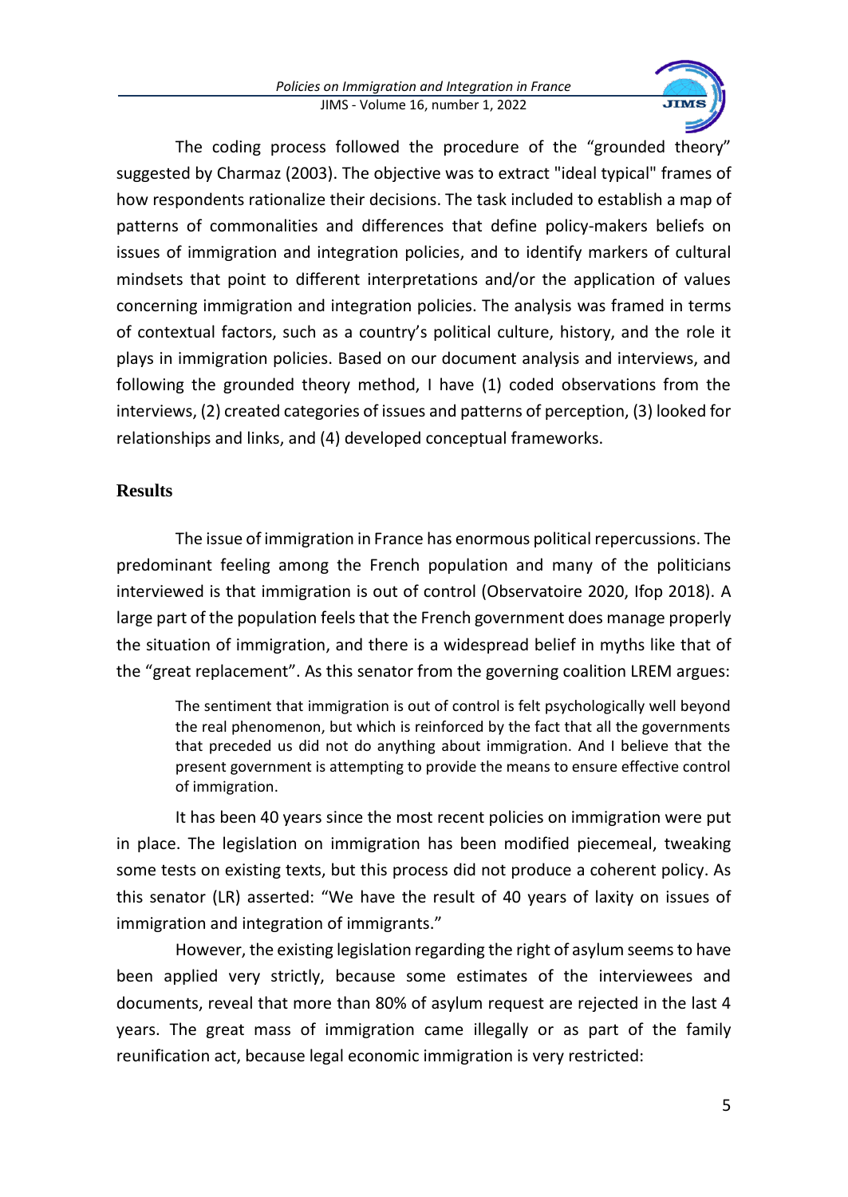The coding process followed the procedure of the "grounded theory" suggested by Charmaz (2003). The objective was to extract "ideal typical" frames of how respondents rationalize their decisions. The task included to establish a map of patterns of commonalities and differences that define policy-makers beliefs on issues of immigration and integration policies, and to identify markers of cultural mindsets that point to different interpretations and/or the application of values concerning immigration and integration policies. The analysis was framed in terms of contextual factors, such as a country's political culture, history, and the role it plays in immigration policies. Based on our document analysis and interviews, and following the grounded theory method, I have (1) coded observations from the interviews, (2) created categories of issues and patterns of perception, (3) looked for relationships and links, and (4) developed conceptual frameworks.

## Results

The issue of immigration in France has enormous political repercussions. The predominant feeling among the French population and many of the politicians interviewed is that immigration is out of control (Observatoire 2020, Ifop 2018). A large part of the population feels that the French government does manage properly the situation of immigration, and there is a widespread belief in myths like that of the "great replacement". As this senator from the governing coalition LREM argues:

> The sentiment that immigration is out of control is felt psychologically well beyond the real phenomenon, but which is reinforced by the fact that all the governments that preceded us did not do anything about immigration. And I believe that the present government is attempting to provide the means to ensure effective control of immigration.

It has been 40 years since the most recent policies on immigration were put in place. The legislation on immigration has been modified piecemeal, tweaking some tests on existing texts, but this process did not produce a coherent policy. As this senator (LR) asserted: "We have the result of 40 years of laxity on issues of immigration and integration of immigrants."

However, the existing legislation regarding the right of asylum seems to have been applied very strictly, because some estimates of the interviewees and documents, reveal that more than 80% of asylum request are rejected in the last 4 years. The great mass of immigration came illegally or as part of the family reunification act, because legal economic immigration is very restricted: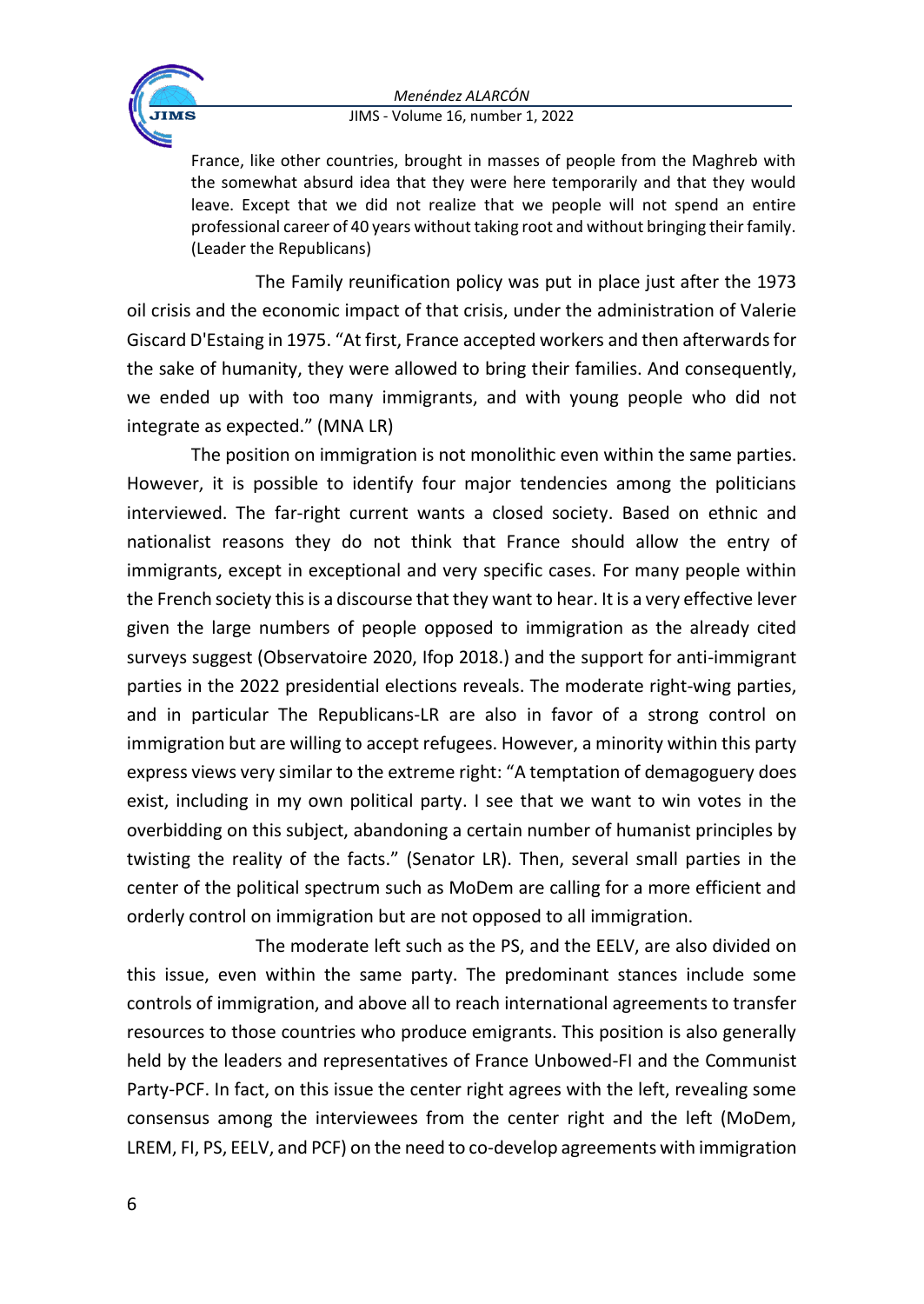> France, like other countries, brought in masses of people from the Maghreb with the somewhat absurd idea that they were here temporarily and that they would leave. Except that we did not realize that we people will not spend an entire professional career of 40 years without taking root and without bringing their family. (Leader the Republicans)

The Family reunification policy was put in place just after the 1973 oil crisis and the economic impact of that crisis, under the administration of Valerie Giscard D'Estaing in 1975. "At first, France accepted workers and then afterwards for the sake of humanity, they were allowed to bring their families. And consequently, we ended up with too many immigrants, and with young people who did not integrate as expected." (MNA LR)

The position on immigration is not monolithic even within the same parties. However, it is possible to identify four major tendencies among the politicians interviewed. The far-right current wants a closed society. Based on ethnic and nationalist reasons they do not think that France should allow the entry of immigrants, except in exceptional and very specific cases. For many people within the French society this is a discourse that they want to hear. It is a very effective lever given the large numbers of people opposed to immigration as the already cited surveys suggest (Observatoire 2020, Ifop 2018.) and the support for anti-immigrant parties in the 2022 presidential elections reveals. The moderate right-wing parties, and in particular The Republicans-LR are also in favor of a strong control on immigration but are willing to accept refugees. However, a minority within this party express views very similar to the extreme right: "A temptation of demagoguery does exist, including in my own political party. I see that we want to win votes in the overbidding on this subject, abandoning a certain number of humanist principles by twisting the reality of the facts." (Senator LR). Then, several small parties in the center of the political spectrum such as MoDem are calling for a more efficient and orderly control on immigration but are not opposed to all immigration.

The moderate left such as the PS, and the EELV, are also divided on this issue, even within the same party. The predominant stances include some controls of immigration, and above all to reach international agreements to transfer resources to those countries who produce emigrants. This position is also generally held by the leaders and representatives of France Unbowed-FI and the Communist Party-PCF. In fact, on this issue the center right agrees with the left, revealing some consensus among the interviewees from the center right and the left (MoDem, LREM, FI, PS, EELV, and PCF) on the need to co-develop agreements with immigration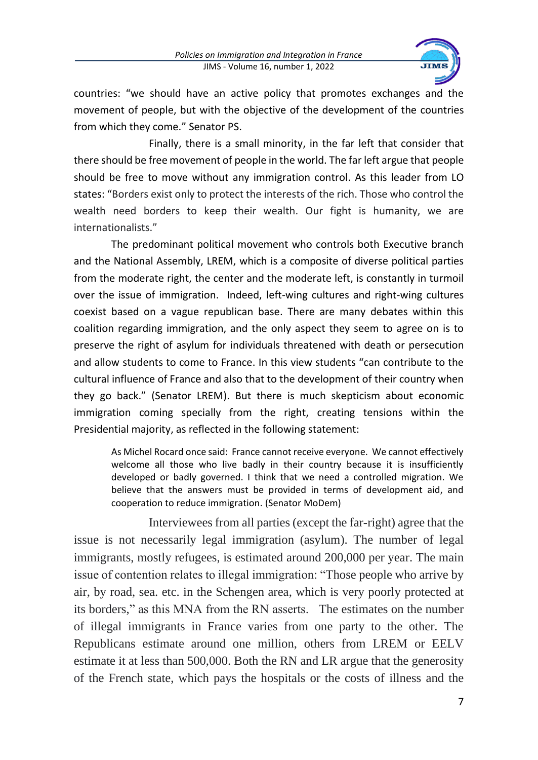countries: "we should have an active policy that promotes exchanges and the movement of people, but with the objective of the development of the countries from which they come." Senator PS.

Finally, there is a small minority, in the far left that consider that there should be free movement of people in the world. The far left argue that people should be free to move without any immigration control. As this leader from LO states: "Borders exist only to protect the interests of the rich. Those who control the wealth need borders to keep their wealth. Our fight is humanity, we are internationalists."

The predominant political movement who controls both Executive branch and the National Assembly, LREM, which is a composite of diverse political parties from the moderate right, the center and the moderate left, is constantly in turmoil over the issue of immigration. Indeed, left-wing cultures and right-wing cultures coexist based on a vague republican base. There are many debates within this coalition regarding immigration, and the only aspect they seem to agree on is to preserve the right of asylum for individuals threatened with death or persecution and allow students to come to France. In this view students "can contribute to the cultural influence of France and also that to the development of their country when they go back." (Senator LREM). But there is much skepticism about economic immigration coming specially from the right, creating tensions within the Presidential majority, as reflected in the following statement:

> As Michel Rocard once said: France cannot receive everyone. We cannot effectively welcome all those who live badly in their country because it is insufficiently developed or badly governed. I think that we need a controlled migration. We believe that the answers must be provided in terms of development aid, and cooperation to reduce immigration. (Senator MoDem)

Interviewees from all parties (except the far-right) agree that the issue is not necessarily legal immigration (asylum). The number of legal immigrants, mostly refugees, is estimated around 200,000 per year. The main issue of contention relates to illegal immigration: "Those people who arrive by air, by road, sea. etc. in the Schengen area, which is very poorly protected at its borders," as this MNA from the RN asserts. The estimates on the number of illegal immigrants in France varies from one party to the other. The Republicans estimate around one million, others from LREM or EELV estimate it at less than 500,000. Both the RN and LR argue that the generosity of the French state, which pays the hospitals or the costs of illness and the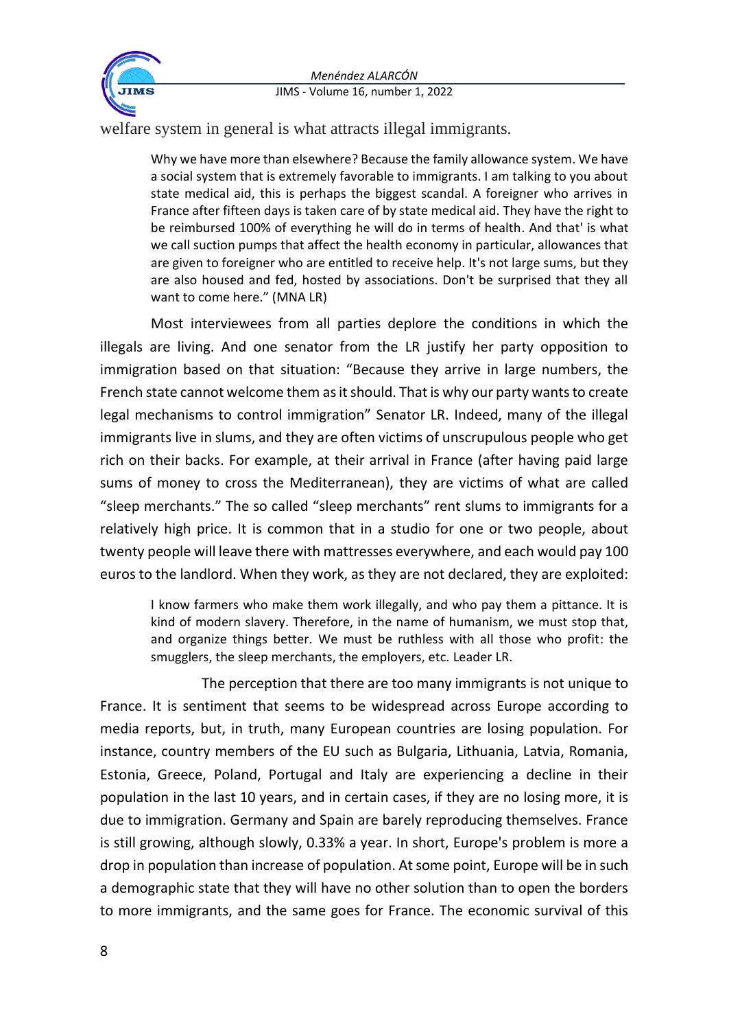welfare system in general is what attracts illegal immigrants.

> Why we have more than elsewhere? Because the family allowance system. We have a social system that is extremely favorable to immigrants. I am talking to you about state medical aid, this is perhaps the biggest scandal. A foreigner who arrives in France after fifteen days is taken care of by state medical aid. They have the right to be reimbursed 100% of everything he will do in terms of health. And that' is what we call suction pumps that affect the health economy in particular, allowances that are given to foreigner who are entitled to receive help. It's not large sums, but they are also housed and fed, hosted by associations. Don't be surprised that they all want to come here." (MNA LR)

Most interviewees from all parties deplore the conditions in which the illegals are living. And one senator from the LR justify her party opposition to immigration based on that situation: "Because they arrive in large numbers, the French state cannot welcome them as it should. That is why our party wants to create legal mechanisms to control immigration" Senator LR. Indeed, many of the illegal immigrants live in slums, and they are often victims of unscrupulous people who get rich on their backs. For example, at their arrival in France (after having paid large sums of money to cross the Mediterranean), they are victims of what are called "sleep merchants." The so called "sleep merchants" rent slums to immigrants for a relatively high price. It is common that in a studio for one or two people, about twenty people will leave there with mattresses everywhere, and each would pay 100 euros to the landlord. When they work, as they are not declared, they are exploited:

> I know farmers who make them work illegally, and who pay them a pittance. It is kind of modern slavery. Therefore, in the name of humanism, we must stop that, and organize things better. We must be ruthless with all those who profit: the smugglers, the sleep merchants, the employers, etc. Leader LR.

The perception that there are too many immigrants is not unique to France. It is sentiment that seems to be widespread across Europe according to media reports, but, in truth, many European countries are losing population. For instance, country members of the EU such as Bulgaria, Lithuania, Latvia, Romania, Estonia, Greece, Poland, Portugal and Italy are experiencing a decline in their population in the last 10 years, and in certain cases, if they are no losing more, it is due to immigration. Germany and Spain are barely reproducing themselves. France is still growing, although slowly, 0.33% a year. In short, Europe's problem is more a drop in population than increase of population. At some point, Europe will be in such a demographic state that they will have no other solution than to open the borders to more immigrants, and the same goes for France. The economic survival of this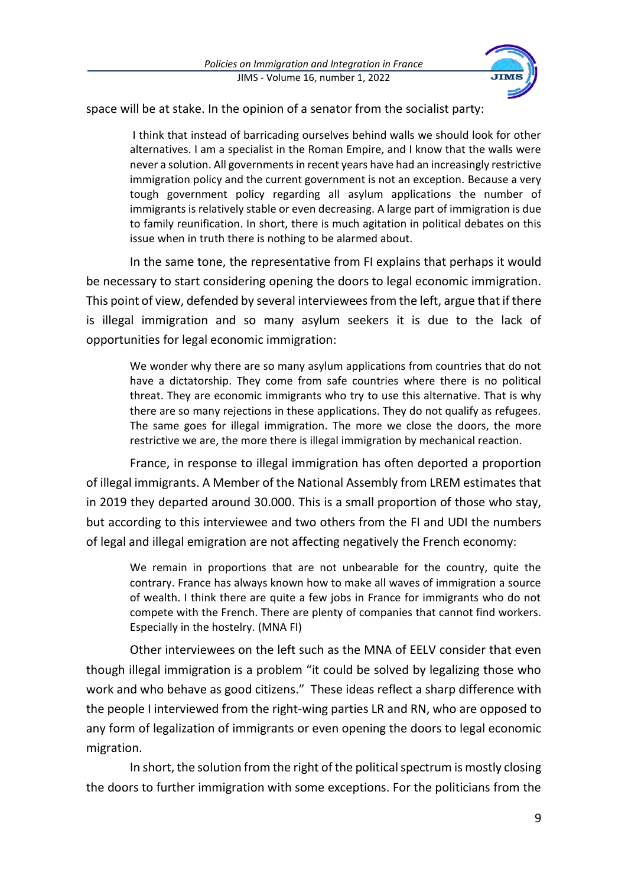space will be at stake. In the opinion of a senator from the socialist party:

> I think that instead of barricading ourselves behind walls we should look for other alternatives. I am a specialist in the Roman Empire, and I know that the walls were never a solution. All governments in recent years have had an increasingly restrictive immigration policy and the current government is not an exception. Because a very tough government policy regarding all asylum applications the number of immigrants is relatively stable or even decreasing. A large part of immigration is due to family reunification. In short, there is much agitation in political debates on this issue when in truth there is nothing to be alarmed about.

In the same tone, the representative from FI explains that perhaps it would be necessary to start considering opening the doors to legal economic immigration. This point of view, defended by several interviewees from the left, argue that if there is illegal immigration and so many asylum seekers it is due to the lack of opportunities for legal economic immigration:

> We wonder why there are so many asylum applications from countries that do not have a dictatorship. They come from safe countries where there is no political threat. They are economic immigrants who try to use this alternative. That is why there are so many rejections in these applications. They do not qualify as refugees. The same goes for illegal immigration. The more we close the doors, the more restrictive we are, the more there is illegal immigration by mechanical reaction.

France, in response to illegal immigration has often deported a proportion of illegal immigrants. A Member of the National Assembly from LREM estimates that in 2019 they departed around 30.000. This is a small proportion of those who stay, but according to this interviewee and two others from the FI and UDI the numbers of legal and illegal emigration are not affecting negatively the French economy:

> We remain in proportions that are not unbearable for the country, quite the contrary. France has always known how to make all waves of immigration a source of wealth. I think there are quite a few jobs in France for immigrants who do not compete with the French. There are plenty of companies that cannot find workers. Especially in the hostelry. (MNA FI)

Other interviewees on the left such as the MNA of EELV consider that even though illegal immigration is a problem "it could be solved by legalizing those who work and who behave as good citizens." These ideas reflect a sharp difference with the people I interviewed from the right-wing parties LR and RN, who are opposed to any form of legalization of immigrants or even opening the doors to legal economic migration.

In short, the solution from the right of the political spectrum is mostly closing the doors to further immigration with some exceptions. For the politicians from the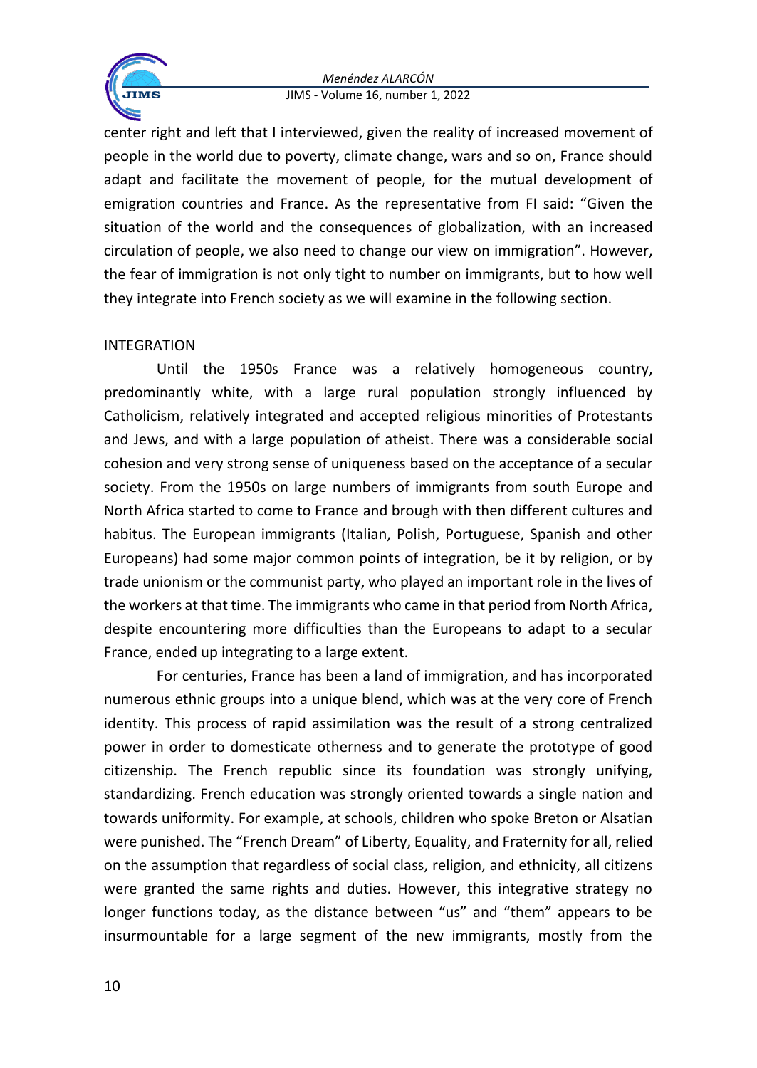center right and left that I interviewed, given the reality of increased movement of people in the world due to poverty, climate change, wars and so on, France should adapt and facilitate the movement of people, for the mutual development of emigration countries and France. As the representative from FI said: "Given the situation of the world and the consequences of globalization, with an increased circulation of people, we also need to change our view on immigration". However, the fear of immigration is not only tight to number on immigrants, but to how well they integrate into French society as we will examine in the following section.

## INTEGRATION

Until the 1950s France was a relatively homogeneous country, predominantly white, with a large rural population strongly influenced by Catholicism, relatively integrated and accepted religious minorities of Protestants and Jews, and with a large population of atheist. There was a considerable social cohesion and very strong sense of uniqueness based on the acceptance of a secular society. From the 1950s on large numbers of immigrants from south Europe and North Africa started to come to France and brough with then different cultures and habitus. The European immigrants (Italian, Polish, Portuguese, Spanish and other Europeans) had some major common points of integration, be it by religion, or by trade unionism or the communist party, who played an important role in the lives of the workers at that time. The immigrants who came in that period from North Africa, despite encountering more difficulties than the Europeans to adapt to a secular France, ended up integrating to a large extent.

For centuries, France has been a land of immigration, and has incorporated numerous ethnic groups into a unique blend, which was at the very core of French identity. This process of rapid assimilation was the result of a strong centralized power in order to domesticate otherness and to generate the prototype of good citizenship. The French republic since its foundation was strongly unifying, standardizing. French education was strongly oriented towards a single nation and towards uniformity. For example, at schools, children who spoke Breton or Alsatian were punished. The "French Dream" of Liberty, Equality, and Fraternity for all, relied on the assumption that regardless of social class, religion, and ethnicity, all citizens were granted the same rights and duties. However, this integrative strategy no longer functions today, as the distance between "us" and "them" appears to be insurmountable for a large segment of the new immigrants, mostly from the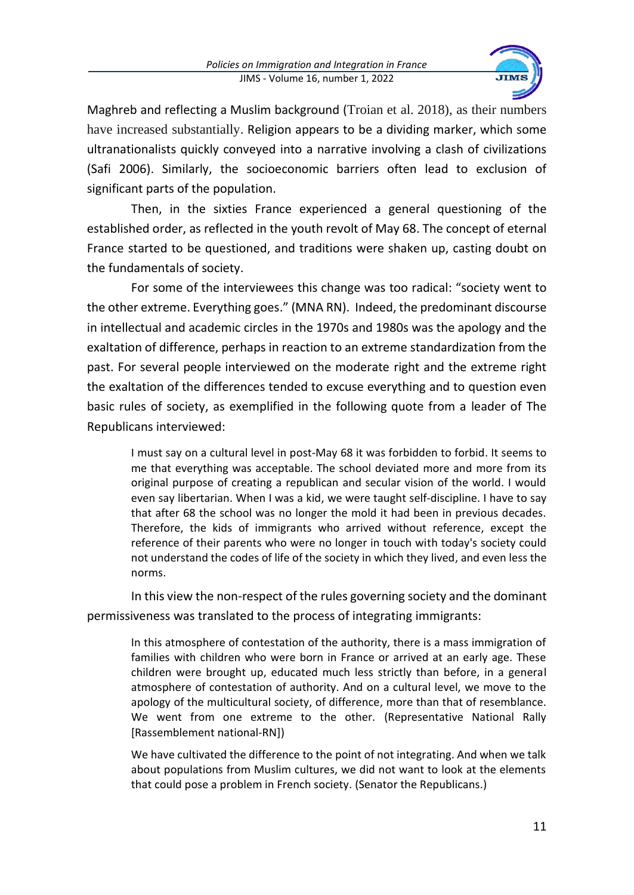Maghreb and reflecting a Muslim background (Troian et al. 2018), as their numbers have increased substantially. Religion appears to be a dividing marker, which some ultranationalists quickly conveyed into a narrative involving a clash of civilizations (Safi 2006). Similarly, the socioeconomic barriers often lead to exclusion of significant parts of the population.

Then, in the sixties France experienced a general questioning of the established order, as reflected in the youth revolt of May 68. The concept of eternal France started to be questioned, and traditions were shaken up, casting doubt on the fundamentals of society.

For some of the interviewees this change was too radical: "society went to the other extreme. Everything goes." (MNA RN). Indeed, the predominant discourse in intellectual and academic circles in the 1970s and 1980s was the apology and the exaltation of difference, perhaps in reaction to an extreme standardization from the past. For several people interviewed on the moderate right and the extreme right the exaltation of the differences tended to excuse everything and to question even basic rules of society, as exemplified in the following quote from a leader of The Republicans interviewed:

> I must say on a cultural level in post-May 68 it was forbidden to forbid. It seems to me that everything was acceptable. The school deviated more and more from its original purpose of creating a republican and secular vision of the world. I would even say libertarian. When I was a kid, we were taught self-discipline. I have to say that after 68 the school was no longer the mold it had been in previous decades. Therefore, the kids of immigrants who arrived without reference, except the reference of their parents who were no longer in touch with today's society could not understand the codes of life of the society in which they lived, and even less the norms.

In this view the non-respect of the rules governing society and the dominant permissiveness was translated to the process of integrating immigrants:

> In this atmosphere of contestation of the authority, there is a mass immigration of families with children who were born in France or arrived at an early age. These children were brought up, educated much less strictly than before, in a general atmosphere of contestation of authority. And on a cultural level, we move to the apology of the multicultural society, of difference, more than that of resemblance. We went from one extreme to the other. (Representative National Rally [Rassemblement national-RN])

> We have cultivated the difference to the point of not integrating. And when we talk about populations from Muslim cultures, we did not want to look at the elements that could pose a problem in French society. (Senator the Republicans.)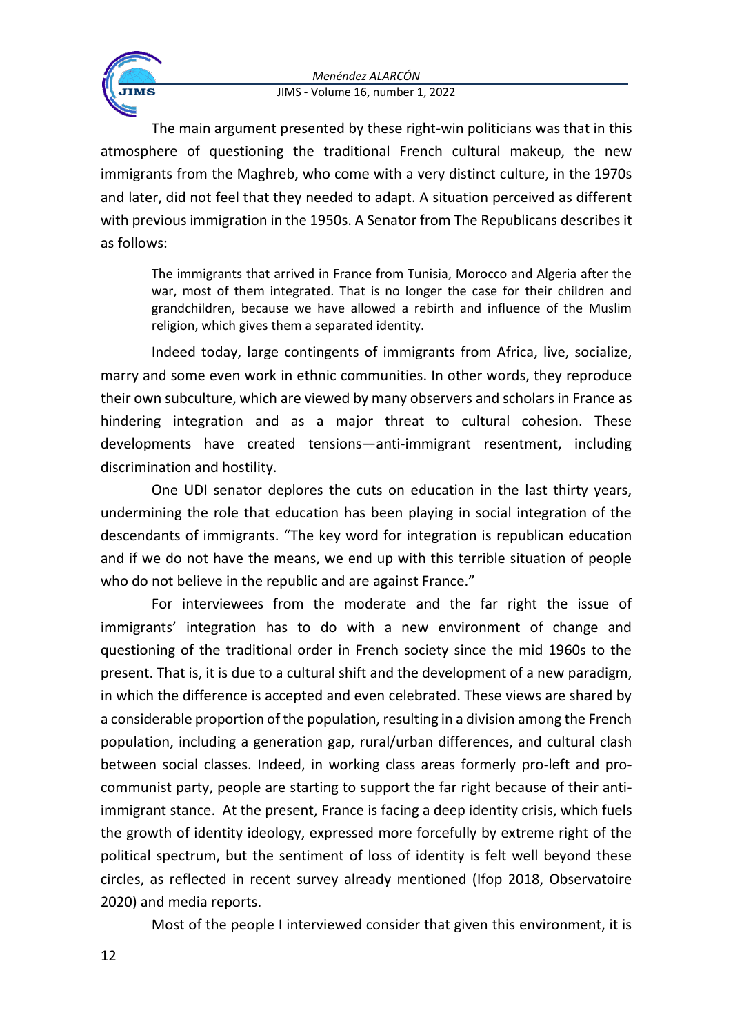The main argument presented by these right-win politicians was that in this atmosphere of questioning the traditional French cultural makeup, the new immigrants from the Maghreb, who come with a very distinct culture, in the 1970s and later, did not feel that they needed to adapt. A situation perceived as different with previous immigration in the 1950s. A Senator from The Republicans describes it as follows:

> The immigrants that arrived in France from Tunisia, Morocco and Algeria after the war, most of them integrated. That is no longer the case for their children and grandchildren, because we have allowed a rebirth and influence of the Muslim religion, which gives them a separated identity.

Indeed today, large contingents of immigrants from Africa, live, socialize, marry and some even work in ethnic communities. In other words, they reproduce their own subculture, which are viewed by many observers and scholars in France as hindering integration and as a major threat to cultural cohesion. These developments have created tensions—anti-immigrant resentment, including discrimination and hostility.

One UDI senator deplores the cuts on education in the last thirty years, undermining the role that education has been playing in social integration of the descendants of immigrants. "The key word for integration is republican education and if we do not have the means, we end up with this terrible situation of people who do not believe in the republic and are against France."

For interviewees from the moderate and the far right the issue of immigrants' integration has to do with a new environment of change and questioning of the traditional order in French society since the mid 1960s to the present. That is, it is due to a cultural shift and the development of a new paradigm, in which the difference is accepted and even celebrated. These views are shared by a considerable proportion of the population, resulting in a division among the French population, including a generation gap, rural/urban differences, and cultural clash between social classes. Indeed, in working class areas formerly pro-left and pro-communist party, people are starting to support the far right because of their anti-immigrant stance. At the present, France is facing a deep identity crisis, which fuels the growth of identity ideology, expressed more forcefully by extreme right of the political spectrum, but the sentiment of loss of identity is felt well beyond these circles, as reflected in recent survey already mentioned (Ifop 2018, Observatoire 2020) and media reports.

Most of the people I interviewed consider that given this environment, it is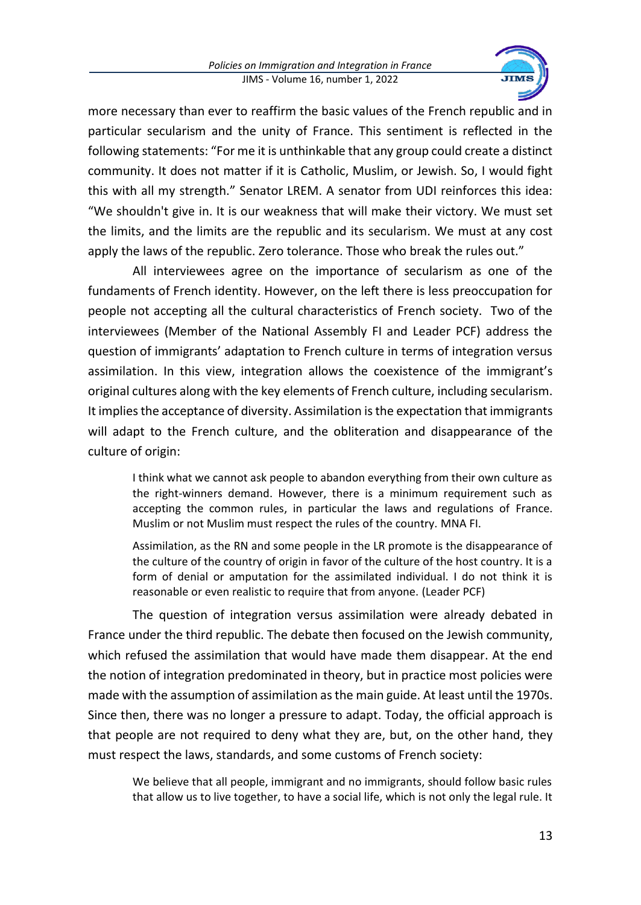more necessary than ever to reaffirm the basic values of the French republic and in particular secularism and the unity of France. This sentiment is reflected in the following statements: "For me it is unthinkable that any group could create a distinct community. It does not matter if it is Catholic, Muslim, or Jewish. So, I would fight this with all my strength." Senator LREM. A senator from UDI reinforces this idea: "We shouldn't give in. It is our weakness that will make their victory. We must set the limits, and the limits are the republic and its secularism. We must at any cost apply the laws of the republic. Zero tolerance. Those who break the rules out."

All interviewees agree on the importance of secularism as one of the fundaments of French identity. However, on the left there is less preoccupation for people not accepting all the cultural characteristics of French society. Two of the interviewees (Member of the National Assembly FI and Leader PCF) address the question of immigrants' adaptation to French culture in terms of integration versus assimilation. In this view, integration allows the coexistence of the immigrant's original cultures along with the key elements of French culture, including secularism. It implies the acceptance of diversity. Assimilation is the expectation that immigrants will adapt to the French culture, and the obliteration and disappearance of the culture of origin:

> I think what we cannot ask people to abandon everything from their own culture as the right-winners demand. However, there is a minimum requirement such as accepting the common rules, in particular the laws and regulations of France. Muslim or not Muslim must respect the rules of the country. MNA FI.

> Assimilation, as the RN and some people in the LR promote is the disappearance of the culture of the country of origin in favor of the culture of the host country. It is a form of denial or amputation for the assimilated individual. I do not think it is reasonable or even realistic to require that from anyone. (Leader PCF)

The question of integration versus assimilation were already debated in France under the third republic. The debate then focused on the Jewish community, which refused the assimilation that would have made them disappear. At the end the notion of integration predominated in theory, but in practice most policies were made with the assumption of assimilation as the main guide. At least until the 1970s. Since then, there was no longer a pressure to adapt. Today, the official approach is that people are not required to deny what they are, but, on the other hand, they must respect the laws, standards, and some customs of French society:

> We believe that all people, immigrant and no immigrants, should follow basic rules that allow us to live together, to have a social life, which is not only the legal rule. It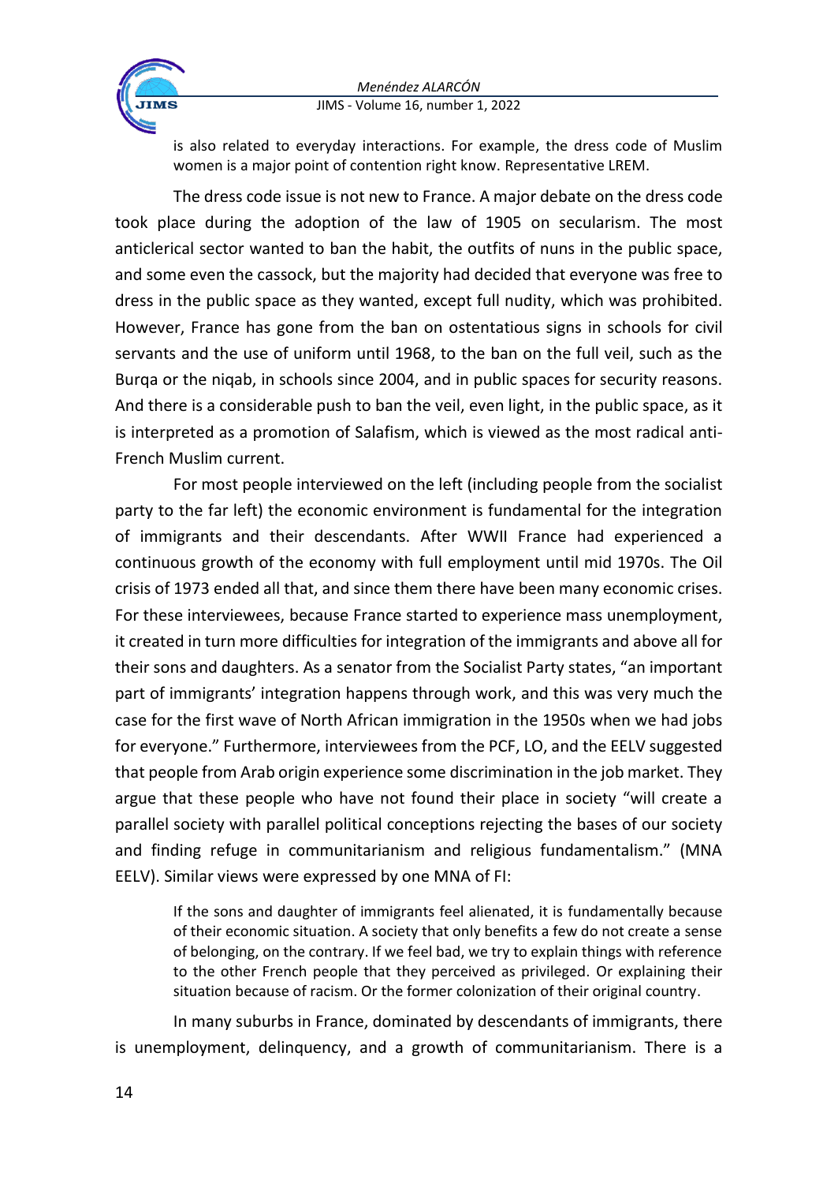is also related to everyday interactions. For example, the dress code of Muslim women is a major point of contention right know. Representative LREM.

The dress code issue is not new to France. A major debate on the dress code took place during the adoption of the law of 1905 on secularism. The most anticlerical sector wanted to ban the habit, the outfits of nuns in the public space, and some even the cassock, but the majority had decided that everyone was free to dress in the public space as they wanted, except full nudity, which was prohibited. However, France has gone from the ban on ostentatious signs in schools for civil servants and the use of uniform until 1968, to the ban on the full veil, such as the Burqa or the niqab, in schools since 2004, and in public spaces for security reasons. And there is a considerable push to ban the veil, even light, in the public space, as it is interpreted as a promotion of Salafism, which is viewed as the most radical anti-French Muslim current.

For most people interviewed on the left (including people from the socialist party to the far left) the economic environment is fundamental for the integration of immigrants and their descendants. After WWII France had experienced a continuous growth of the economy with full employment until mid 1970s. The Oil crisis of 1973 ended all that, and since them there have been many economic crises. For these interviewees, because France started to experience mass unemployment, it created in turn more difficulties for integration of the immigrants and above all for their sons and daughters. As a senator from the Socialist Party states, "an important part of immigrants' integration happens through work, and this was very much the case for the first wave of North African immigration in the 1950s when we had jobs for everyone." Furthermore, interviewees from the PCF, LO, and the EELV suggested that people from Arab origin experience some discrimination in the job market. They argue that these people who have not found their place in society "will create a parallel society with parallel political conceptions rejecting the bases of our society and finding refuge in communitarianism and religious fundamentalism." (MNA EELV). Similar views were expressed by one MNA of FI:

> If the sons and daughter of immigrants feel alienated, it is fundamentally because of their economic situation. A society that only benefits a few do not create a sense of belonging, on the contrary. If we feel bad, we try to explain things with reference to the other French people that they perceived as privileged. Or explaining their situation because of racism. Or the former colonization of their original country.

In many suburbs in France, dominated by descendants of immigrants, there is unemployment, delinquency, and a growth of communitarianism. There is a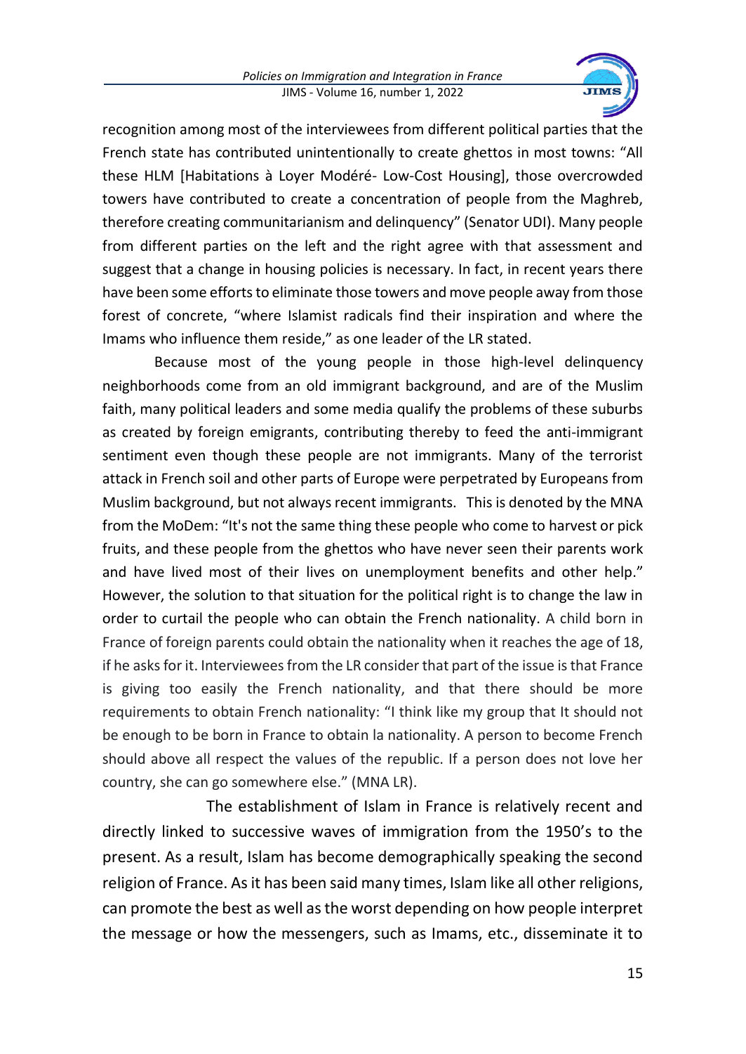recognition among most of the interviewees from different political parties that the French state has contributed unintentionally to create ghettos in most towns: “All these HLM [Habitations à Loyer Modéré- Low-Cost Housing], those overcrowded towers have contributed to create a concentration of people from the Maghreb, therefore creating communitarianism and delinquency” (Senator UDI). Many people from different parties on the left and the right agree with that assessment and suggest that a change in housing policies is necessary. In fact, in recent years there have been some efforts to eliminate those towers and move people away from those forest of concrete, “where Islamist radicals find their inspiration and where the Imams who influence them reside,” as one leader of the LR stated.

Because most of the young people in those high-level delinquency neighborhoods come from an old immigrant background, and are of the Muslim faith, many political leaders and some media qualify the problems of these suburbs as created by foreign emigrants, contributing thereby to feed the anti-immigrant sentiment even though these people are not immigrants. Many of the terrorist attack in French soil and other parts of Europe were perpetrated by Europeans from Muslim background, but not always recent immigrants. This is denoted by the MNA from the MoDem: “It's not the same thing these people who come to harvest or pick fruits, and these people from the ghettos who have never seen their parents work and have lived most of their lives on unemployment benefits and other help.” However, the solution to that situation for the political right is to change the law in order to curtail the people who can obtain the French nationality. A child born in France of foreign parents could obtain the nationality when it reaches the age of 18, if he asks for it. Interviewees from the LR consider that part of the issue is that France is giving too easily the French nationality, and that there should be more requirements to obtain French nationality: “I think like my group that It should not be enough to be born in France to obtain la nationality. A person to become French should above all respect the values of the republic. If a person does not love her country, she can go somewhere else.” (MNA LR).

The establishment of Islam in France is relatively recent and directly linked to successive waves of immigration from the 1950’s to the present. As a result, Islam has become demographically speaking the second religion of France. As it has been said many times, Islam like all other religions, can promote the best as well as the worst depending on how people interpret the message or how the messengers, such as Imams, etc., disseminate it to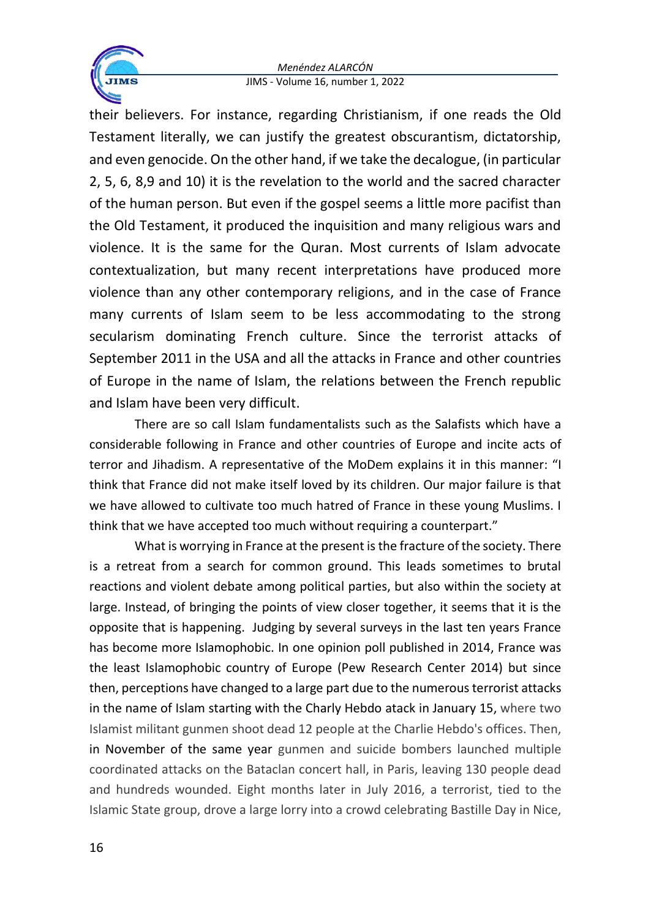their believers. For instance, regarding Christianism, if one reads the Old Testament literally, we can justify the greatest obscurantism, dictatorship, and even genocide. On the other hand, if we take the decalogue, (in particular 2, 5, 6, 8,9 and 10) it is the revelation to the world and the sacred character of the human person. But even if the gospel seems a little more pacifist than the Old Testament, it produced the inquisition and many religious wars and violence. It is the same for the Quran. Most currents of Islam advocate contextualization, but many recent interpretations have produced more violence than any other contemporary religions, and in the case of France many currents of Islam seem to be less accommodating to the strong secularism dominating French culture. Since the terrorist attacks of September 2011 in the USA and all the attacks in France and other countries of Europe in the name of Islam, the relations between the French republic and Islam have been very difficult.

There are so call Islam fundamentalists such as the Salafists which have a considerable following in France and other countries of Europe and incite acts of terror and Jihadism. A representative of the MoDem explains it in this manner: "I think that France did not make itself loved by its children. Our major failure is that we have allowed to cultivate too much hatred of France in these young Muslims. I think that we have accepted too much without requiring a counterpart."

What is worrying in France at the present is the fracture of the society. There is a retreat from a search for common ground. This leads sometimes to brutal reactions and violent debate among political parties, but also within the society at large. Instead, of bringing the points of view closer together, it seems that it is the opposite that is happening. Judging by several surveys in the last ten years France has become more Islamophobic. In one opinion poll published in 2014, France was the least Islamophobic country of Europe (Pew Research Center 2014) but since then, perceptions have changed to a large part due to the numerous terrorist attacks in the name of Islam starting with the Charly Hebdo atack in January 15, where two Islamist militant gunmen shoot dead 12 people at the Charlie Hebdo's offices. Then, in November of the same year gunmen and suicide bombers launched multiple coordinated attacks on the Bataclan concert hall, in Paris, leaving 130 people dead and hundreds wounded. Eight months later in July 2016, a terrorist, tied to the Islamic State group, drove a large lorry into a crowd celebrating Bastille Day in Nice,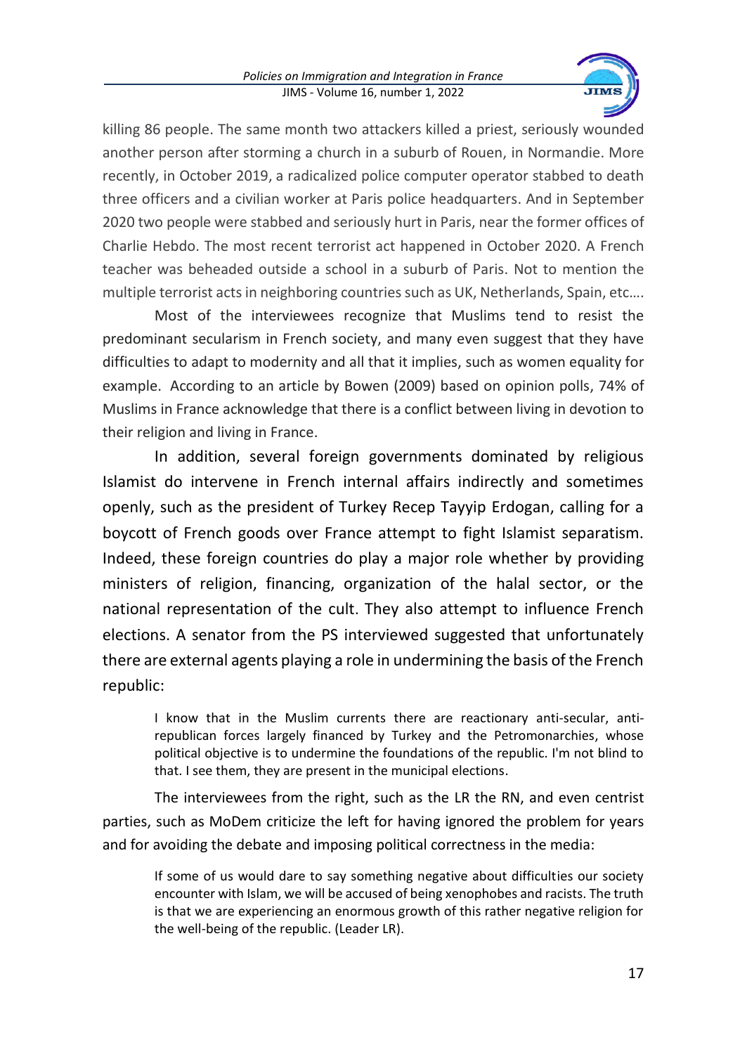killing 86 people. The same month two attackers killed a priest, seriously wounded another person after storming a church in a suburb of Rouen, in Normandie. More recently, in October 2019, a radicalized police computer operator stabbed to death three officers and a civilian worker at Paris police headquarters. And in September 2020 two people were stabbed and seriously hurt in Paris, near the former offices of Charlie Hebdo. The most recent terrorist act happened in October 2020. A French teacher was beheaded outside a school in a suburb of Paris. Not to mention the multiple terrorist acts in neighboring countries such as UK, Netherlands, Spain, etc….

Most of the interviewees recognize that Muslims tend to resist the predominant secularism in French society, and many even suggest that they have difficulties to adapt to modernity and all that it implies, such as women equality for example. According to an article by Bowen (2009) based on opinion polls, 74% of Muslims in France acknowledge that there is a conflict between living in devotion to their religion and living in France.

In addition, several foreign governments dominated by religious Islamist do intervene in French internal affairs indirectly and sometimes openly, such as the president of Turkey Recep Tayyip Erdogan, calling for a boycott of French goods over France attempt to fight Islamist separatism. Indeed, these foreign countries do play a major role whether by providing ministers of religion, financing, organization of the halal sector, or the national representation of the cult. They also attempt to influence French elections. A senator from the PS interviewed suggested that unfortunately there are external agents playing a role in undermining the basis of the French republic:

> I know that in the Muslim currents there are reactionary anti-secular, anti-republican forces largely financed by Turkey and the Petromonarchies, whose political objective is to undermine the foundations of the republic. I'm not blind to that. I see them, they are present in the municipal elections.

The interviewees from the right, such as the LR the RN, and even centrist parties, such as MoDem criticize the left for having ignored the problem for years and for avoiding the debate and imposing political correctness in the media:

> If some of us would dare to say something negative about difficulties our society encounter with Islam, we will be accused of being xenophobes and racists. The truth is that we are experiencing an enormous growth of this rather negative religion for the well-being of the republic. (Leader LR).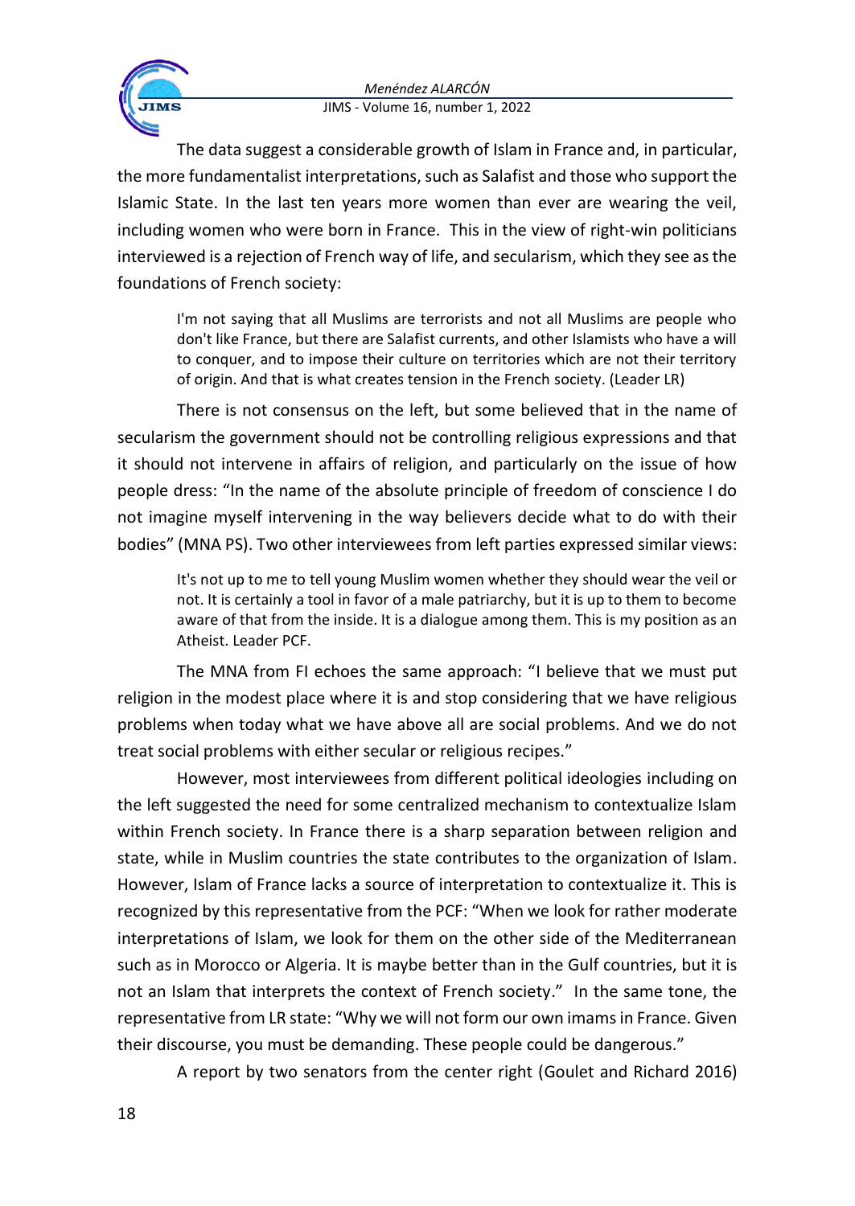The data suggest a considerable growth of Islam in France and, in particular, the more fundamentalist interpretations, such as Salafist and those who support the Islamic State. In the last ten years more women than ever are wearing the veil, including women who were born in France. This in the view of right-win politicians interviewed is a rejection of French way of life, and secularism, which they see as the foundations of French society:

> I'm not saying that all Muslims are terrorists and not all Muslims are people who don't like France, but there are Salafist currents, and other Islamists who have a will to conquer, and to impose their culture on territories which are not their territory of origin. And that is what creates tension in the French society. (Leader LR)

There is not consensus on the left, but some believed that in the name of secularism the government should not be controlling religious expressions and that it should not intervene in affairs of religion, and particularly on the issue of how people dress: "In the name of the absolute principle of freedom of conscience I do not imagine myself intervening in the way believers decide what to do with their bodies" (MNA PS). Two other interviewees from left parties expressed similar views:

> It's not up to me to tell young Muslim women whether they should wear the veil or not. It is certainly a tool in favor of a male patriarchy, but it is up to them to become aware of that from the inside. It is a dialogue among them. This is my position as an Atheist. Leader PCF.

The MNA from FI echoes the same approach: "I believe that we must put religion in the modest place where it is and stop considering that we have religious problems when today what we have above all are social problems. And we do not treat social problems with either secular or religious recipes."

However, most interviewees from different political ideologies including on the left suggested the need for some centralized mechanism to contextualize Islam within French society. In France there is a sharp separation between religion and state, while in Muslim countries the state contributes to the organization of Islam. However, Islam of France lacks a source of interpretation to contextualize it. This is recognized by this representative from the PCF: "When we look for rather moderate interpretations of Islam, we look for them on the other side of the Mediterranean such as in Morocco or Algeria. It is maybe better than in the Gulf countries, but it is not an Islam that interprets the context of French society." In the same tone, the representative from LR state: "Why we will not form our own imams in France. Given their discourse, you must be demanding. These people could be dangerous."

A report by two senators from the center right (Goulet and Richard 2016)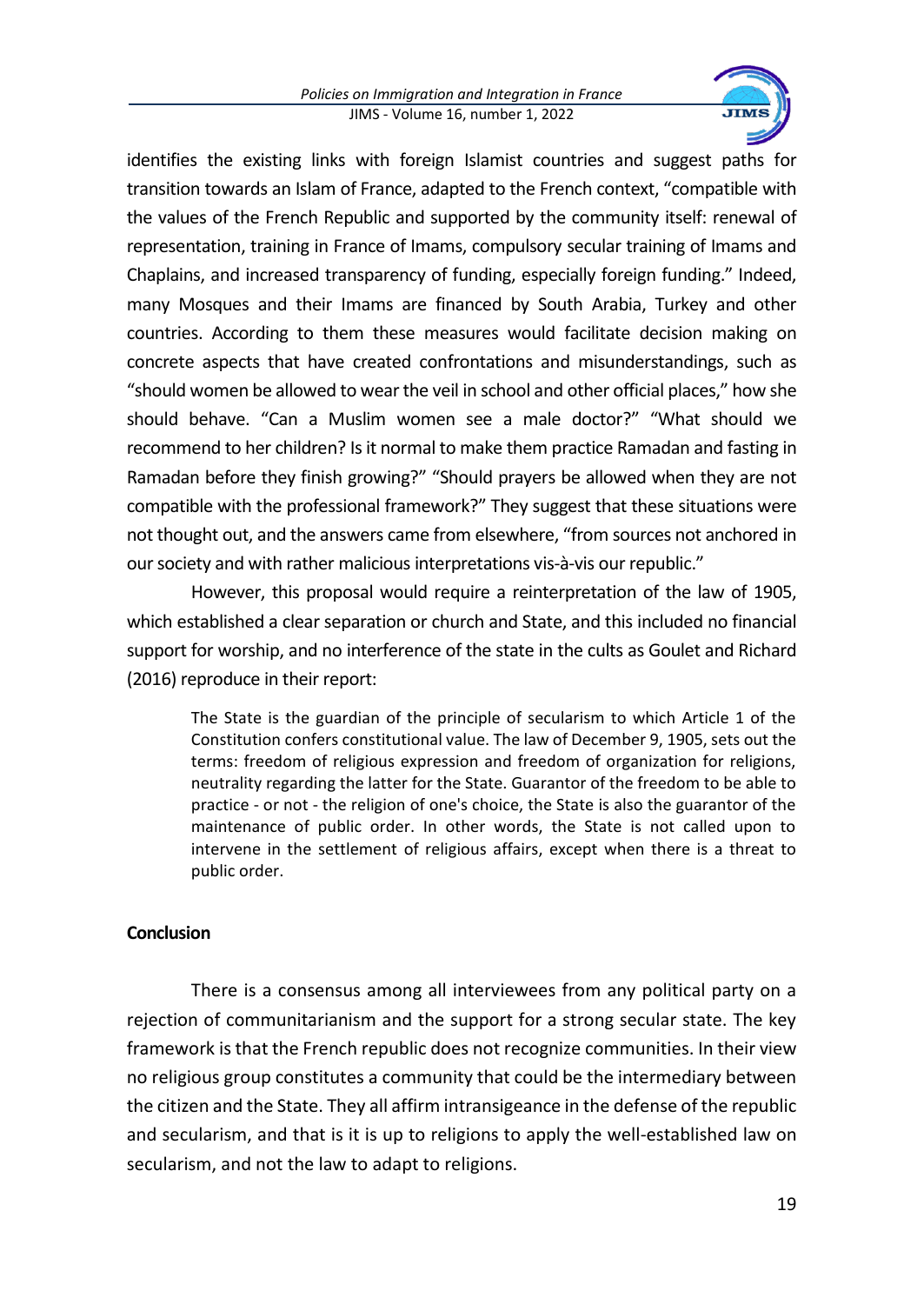identifies the existing links with foreign Islamist countries and suggest paths for transition towards an Islam of France, adapted to the French context, "compatible with the values of the French Republic and supported by the community itself: renewal of representation, training in France of Imams, compulsory secular training of Imams and Chaplains, and increased transparency of funding, especially foreign funding." Indeed, many Mosques and their Imams are financed by South Arabia, Turkey and other countries. According to them these measures would facilitate decision making on concrete aspects that have created confrontations and misunderstandings, such as "should women be allowed to wear the veil in school and other official places," how she should behave. "Can a Muslim women see a male doctor?" "What should we recommend to her children? Is it normal to make them practice Ramadan and fasting in Ramadan before they finish growing?" "Should prayers be allowed when they are not compatible with the professional framework?" They suggest that these situations were not thought out, and the answers came from elsewhere, "from sources not anchored in our society and with rather malicious interpretations vis-à-vis our republic."

However, this proposal would require a reinterpretation of the law of 1905, which established a clear separation or church and State, and this included no financial support for worship, and no interference of the state in the cults as Goulet and Richard (2016) reproduce in their report:

> The State is the guardian of the principle of secularism to which Article 1 of the Constitution confers constitutional value. The law of December 9, 1905, sets out the terms: freedom of religious expression and freedom of organization for religions, neutrality regarding the latter for the State. Guarantor of the freedom to be able to practice - or not - the religion of one's choice, the State is also the guarantor of the maintenance of public order. In other words, the State is not called upon to intervene in the settlement of religious affairs, except when there is a threat to public order.

**Conclusion**

There is a consensus among all interviewees from any political party on a rejection of communitarianism and the support for a strong secular state. The key framework is that the French republic does not recognize communities. In their view no religious group constitutes a community that could be the intermediary between the citizen and the State. They all affirm intransigeance in the defense of the republic and secularism, and that is it is up to religions to apply the well-established law on secularism, and not the law to adapt to religions.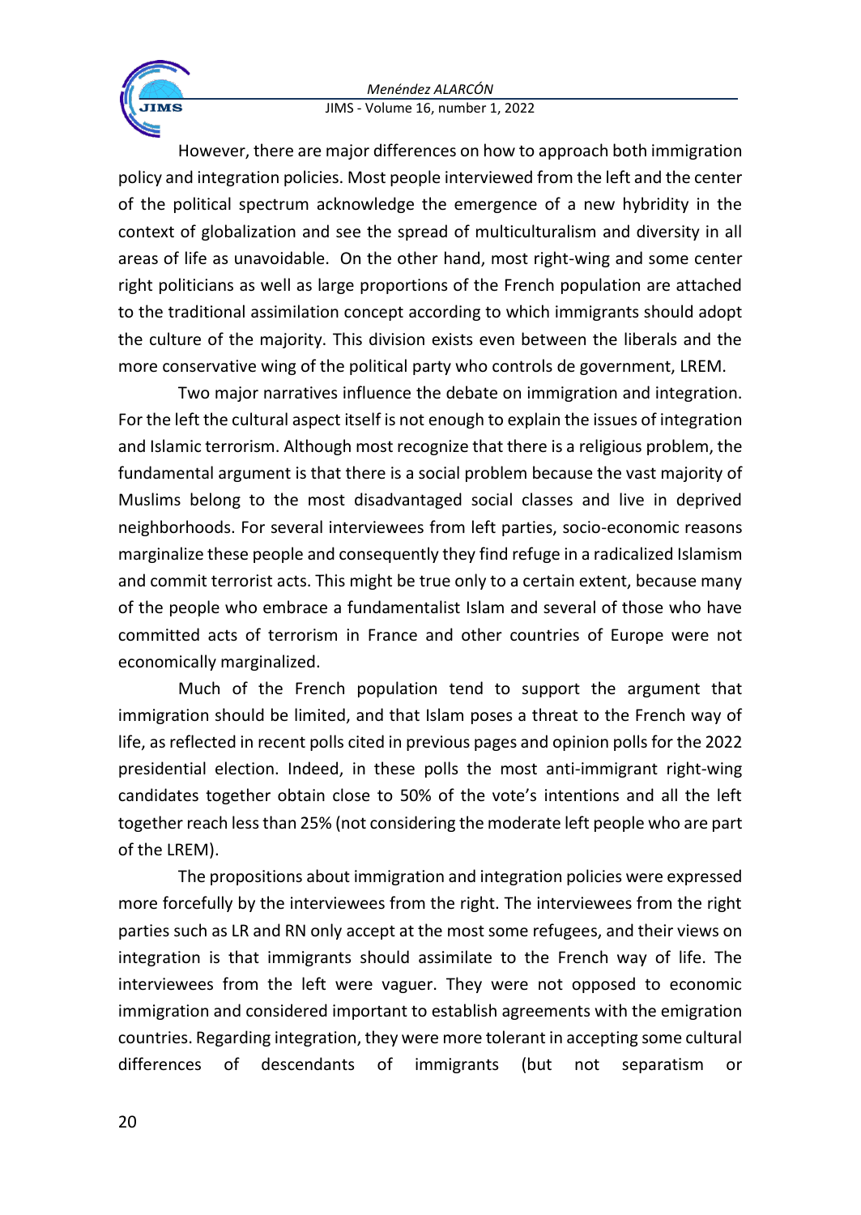However, there are major differences on how to approach both immigration policy and integration policies. Most people interviewed from the left and the center of the political spectrum acknowledge the emergence of a new hybridity in the context of globalization and see the spread of multiculturalism and diversity in all areas of life as unavoidable. On the other hand, most right-wing and some center right politicians as well as large proportions of the French population are attached to the traditional assimilation concept according to which immigrants should adopt the culture of the majority. This division exists even between the liberals and the more conservative wing of the political party who controls de government, LREM.

Two major narratives influence the debate on immigration and integration. For the left the cultural aspect itself is not enough to explain the issues of integration and Islamic terrorism. Although most recognize that there is a religious problem, the fundamental argument is that there is a social problem because the vast majority of Muslims belong to the most disadvantaged social classes and live in deprived neighborhoods. For several interviewees from left parties, socio-economic reasons marginalize these people and consequently they find refuge in a radicalized Islamism and commit terrorist acts. This might be true only to a certain extent, because many of the people who embrace a fundamentalist Islam and several of those who have committed acts of terrorism in France and other countries of Europe were not economically marginalized.

Much of the French population tend to support the argument that immigration should be limited, and that Islam poses a threat to the French way of life, as reflected in recent polls cited in previous pages and opinion polls for the 2022 presidential election. Indeed, in these polls the most anti-immigrant right-wing candidates together obtain close to 50% of the vote's intentions and all the left together reach less than 25% (not considering the moderate left people who are part of the LREM).

The propositions about immigration and integration policies were expressed more forcefully by the interviewees from the right. The interviewees from the right parties such as LR and RN only accept at the most some refugees, and their views on integration is that immigrants should assimilate to the French way of life. The interviewees from the left were vaguer. They were not opposed to economic immigration and considered important to establish agreements with the emigration countries. Regarding integration, they were more tolerant in accepting some cultural differences of descendants of immigrants (but not separatism or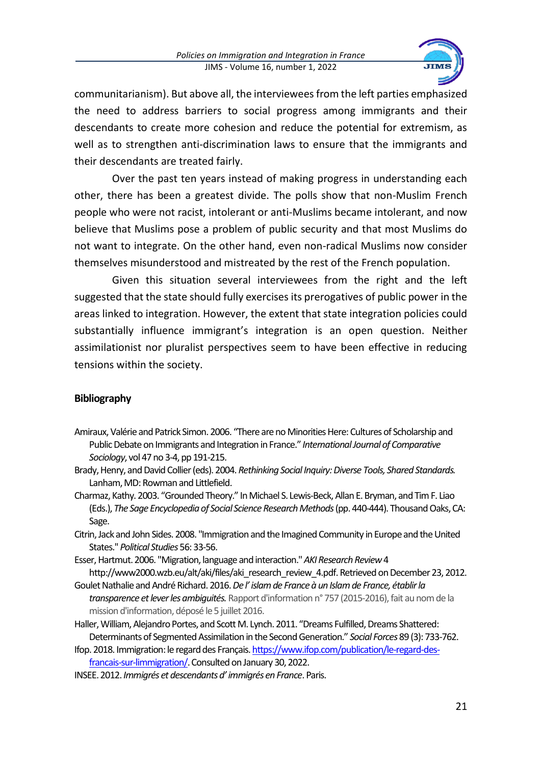communitarianism). But above all, the interviewees from the left parties emphasized the need to address barriers to social progress among immigrants and their descendants to create more cohesion and reduce the potential for extremism, as well as to strengthen anti-discrimination laws to ensure that the immigrants and their descendants are treated fairly.

Over the past ten years instead of making progress in understanding each other, there has been a greatest divide. The polls show that non-Muslim French people who were not racist, intolerant or anti-Muslims became intolerant, and now believe that Muslims pose a problem of public security and that most Muslims do not want to integrate. On the other hand, even non-radical Muslims now consider themselves misunderstood and mistreated by the rest of the French population.

Given this situation several interviewees from the right and the left suggested that the state should fully exercises its prerogatives of public power in the areas linked to integration. However, the extent that state integration policies could substantially influence immigrant's integration is an open question. Neither assimilationist nor pluralist perspectives seem to have been effective in reducing tensions within the society.

## Bibliography

Amiraux, Valérie and Patrick Simon. 2006. "There are no Minorities Here: Cultures of Scholarship and Public Debate on Immigrants and Integration in France." *International Journal of Comparative Sociology*, vol 47 no 3-4, pp 191-215.

Brady, Henry, and David Collier (eds). 2004. *Rethinking Social Inquiry: Diverse Tools, Shared Standards.* Lanham, MD: Rowman and Littlefield.

Charmaz, Kathy. 2003. "Grounded Theory." In Michael S. Lewis-Beck, Allan E. Bryman, and Tim F. Liao (Eds.), *The Sage Encyclopedia of Social Science Research Methods* (pp. 440-444). Thousand Oaks, CA: Sage.

Citrin, Jack and John Sides. 2008. "Immigration and the Imagined Community in Europe and the United States." *Political Studies* 56: 33-56.

Esser, Hartmut. 2006. "Migration, language and interaction." *AKI Research Review* 4 http://www2000.wzb.eu/alt/aki/files/aki_research_review_4.pdf. Retrieved on December 23, 2012.

Goulet Nathalie and André Richard. 2016. *De l' islam de France à un Islam de France, établir la transparence et lever les ambiguités.* Rapport d'information n° 757 (2015-2016), fait au nom de la mission d'information, déposé le 5 juillet 2016.

Haller, William, Alejandro Portes, and Scott M. Lynch. 2011. "Dreams Fulfilled, Dreams Shattered: Determinants of Segmented Assimilation in the Second Generation." *Social Forces* 89 (3): 733-762.

Ifop. 2018. Immigration: le regard des Français. [https://www.ifop.com/publication/le-regard-des-francais-sur-limmigration/](https://www.ifop.com/publication/le-regard-des-francais-sur-limmigration/). Consulted on January 30, 2022.

INSEE. 2012. *Immigrés et descendants d' immigrés en France*. Paris.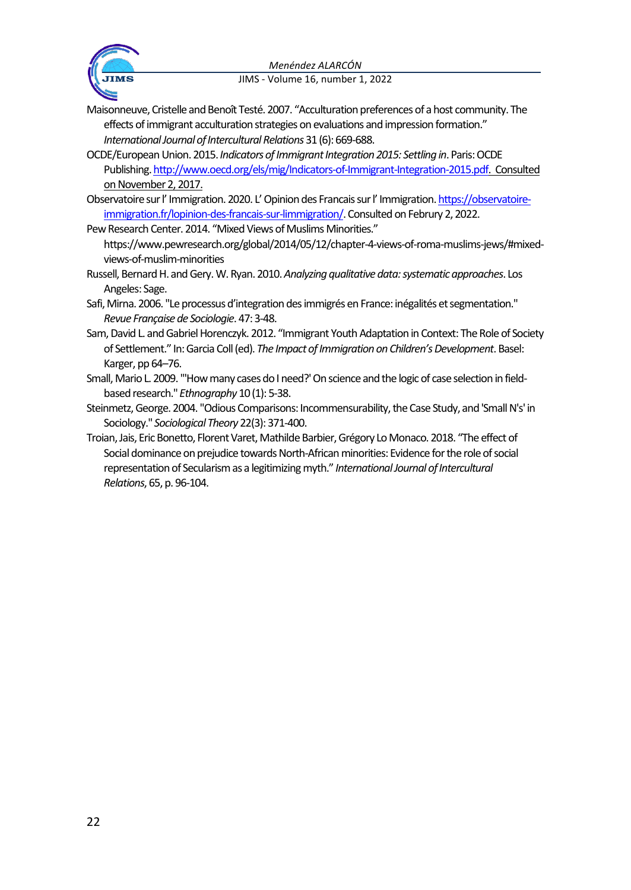Maisonneuve, Cristelle and Benoît Testé. 2007. "Acculturation preferences of a host community. The effects of immigrant acculturation strategies on evaluations and impression formation." *International Journal of Intercultural Relations* 31 (6): 669-688.

OCDE/European Union. 2015. *Indicators of Immigrant Integration 2015: Settling in*. Paris: OCDE Publishing. http://www.oecd.org/els/mig/Indicators-of-Immigrant-Integration-2015.pdf. Consulted on November 2, 2017.

Observatoire sur l' Immigration. 2020. L' Opinion des Francais sur l' Immigration. https://observatoire-immigration.fr/lopinion-des-francais-sur-limmigration/. Consulted on Februry 2, 2022.

Pew Research Center. 2014. "Mixed Views of Muslims Minorities." https://www.pewresearch.org/global/2014/05/12/chapter-4-views-of-roma-muslims-jews/#mixed-views-of-muslim-minorities

Russell, Bernard H. and Gery. W. Ryan. 2010. *Analyzing qualitative data: systematic approaches*. Los Angeles: Sage.

Safi, Mirna. 2006. "Le processus d'integration des immigrés en France: inégalités et segmentation." *Revue Française de Sociologie*. 47: 3-48.

Sam, David L. and Gabriel Horenczyk. 2012. "Immigrant Youth Adaptation in Context: The Role of Society of Settlement." In: Garcia Coll (ed). *The Impact of Immigration on Children's Development*. Basel: Karger, pp 64–76.

Small, Mario L. 2009. "'How many cases do I need?' On science and the logic of case selection in field-based research." *Ethnography* 10 (1): 5-38.

Steinmetz, George. 2004. "Odious Comparisons: Incommensurability, the Case Study, and 'Small N's' in Sociology." *Sociological Theory* 22(3): 371-400.

Troian, Jais, Eric Bonetto, Florent Varet, Mathilde Barbier, Grégory Lo Monaco. 2018. "The effect of Social dominance on prejudice towards North-African minorities: Evidence for the role of social representation of Secularism as a legitimizing myth." *International Journal of Intercultural Relations*, 65, p. 96-104.